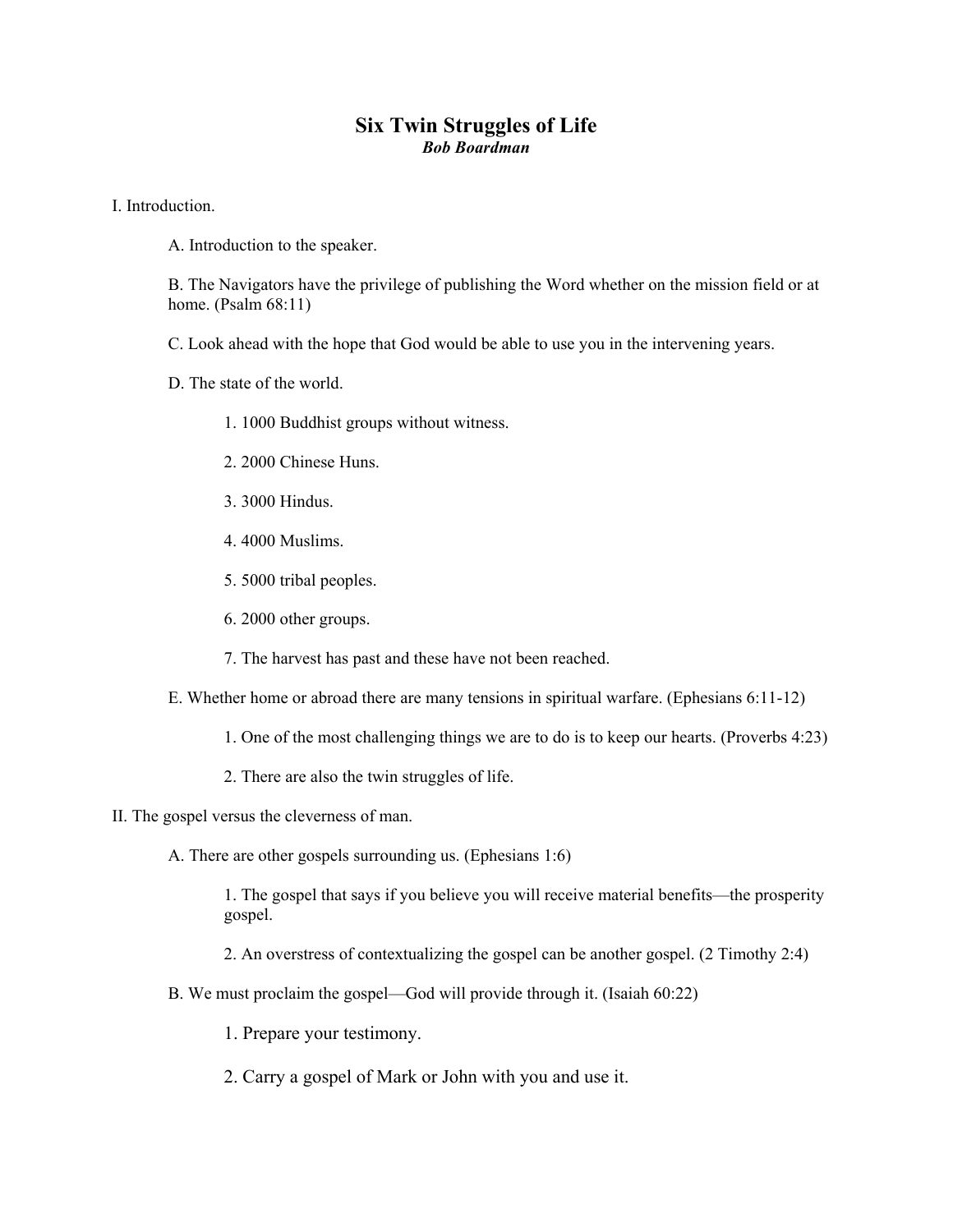# Six Twin Struggles of Life

***Bob Boardman***

I. Introduction.

A. Introduction to the speaker.

B. The Navigators have the privilege of publishing the Word whether on the mission field or at home. (Psalm 68:11)

C. Look ahead with the hope that God would be able to use you in the intervening years.

D. The state of the world.

1. 1000 Buddhist groups without witness.

2. 2000 Chinese Huns.

3. 3000 Hindus.

4. 4000 Muslims.

5. 5000 tribal peoples.

6. 2000 other groups.

7. The harvest has past and these have not been reached.

E. Whether home or abroad there are many tensions in spiritual warfare. (Ephesians 6:11-12)

1. One of the most challenging things we are to do is to keep our hearts. (Proverbs 4:23)

2. There are also the twin struggles of life.

II. The gospel versus the cleverness of man.

A. There are other gospels surrounding us. (Ephesians 1:6)

1. The gospel that says if you believe you will receive material benefits—the prosperity gospel.

2. An overstress of contextualizing the gospel can be another gospel. (2 Timothy 2:4)

B. We must proclaim the gospel—God will provide through it. (Isaiah 60:22)

1. Prepare your testimony.

2. Carry a gospel of Mark or John with you and use it.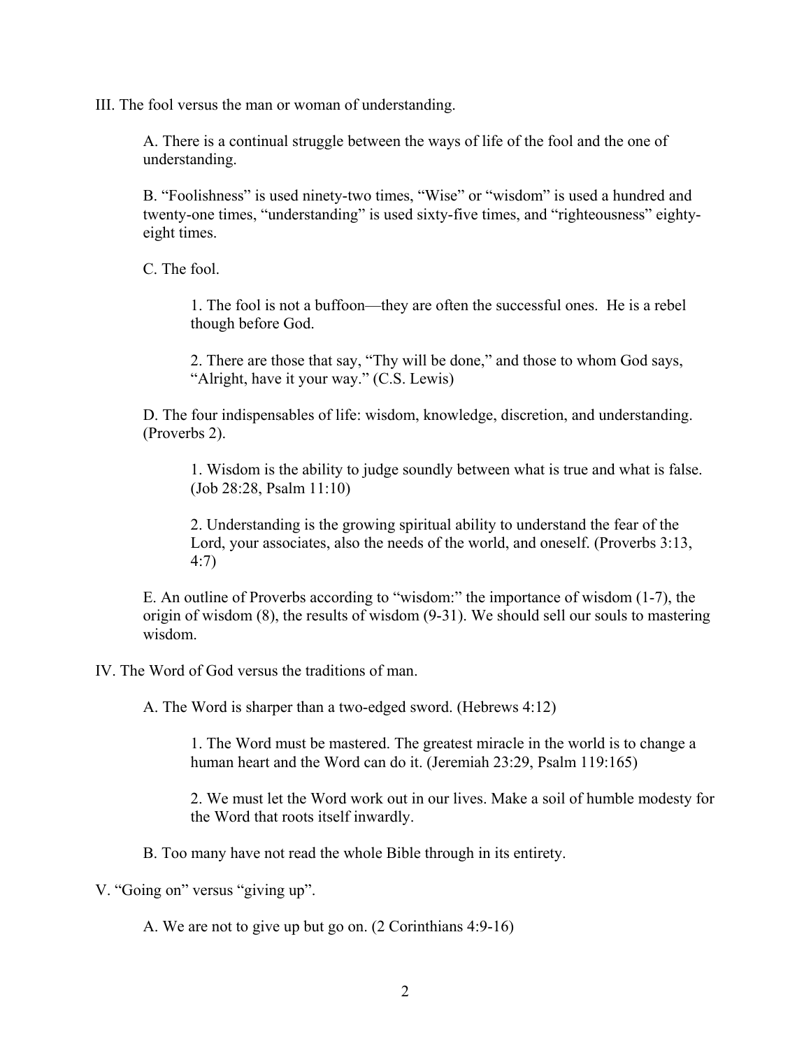III. The fool versus the man or woman of understanding.

A. There is a continual struggle between the ways of life of the fool and the one of understanding.

B. “Foolishness” is used ninety-two times, “Wise” or “wisdom” is used a hundred and twenty-one times, “understanding” is used sixty-five times, and “righteousness” eighty-eight times.

C. The fool.

1. The fool is not a buffoon—they are often the successful ones.  He is a rebel though before God.

2. There are those that say, “Thy will be done,” and those to whom God says, “Alright, have it your way.” (C.S. Lewis)

D. The four indispensables of life: wisdom, knowledge, discretion, and understanding. (Proverbs 2).

1. Wisdom is the ability to judge soundly between what is true and what is false. (Job 28:28, Psalm 11:10)

2. Understanding is the growing spiritual ability to understand the fear of the Lord, your associates, also the needs of the world, and oneself. (Proverbs 3:13, 4:7)

E. An outline of Proverbs according to “wisdom:” the importance of wisdom (1-7), the origin of wisdom (8), the results of wisdom (9-31). We should sell our souls to mastering wisdom.

IV. The Word of God versus the traditions of man.

A. The Word is sharper than a two-edged sword. (Hebrews 4:12)

1. The Word must be mastered. The greatest miracle in the world is to change a human heart and the Word can do it. (Jeremiah 23:29, Psalm 119:165)

2. We must let the Word work out in our lives. Make a soil of humble modesty for the Word that roots itself inwardly.

B. Too many have not read the whole Bible through in its entirety.

V. “Going on” versus “giving up”.

A. We are not to give up but go on. (2 Corinthians 4:9-16)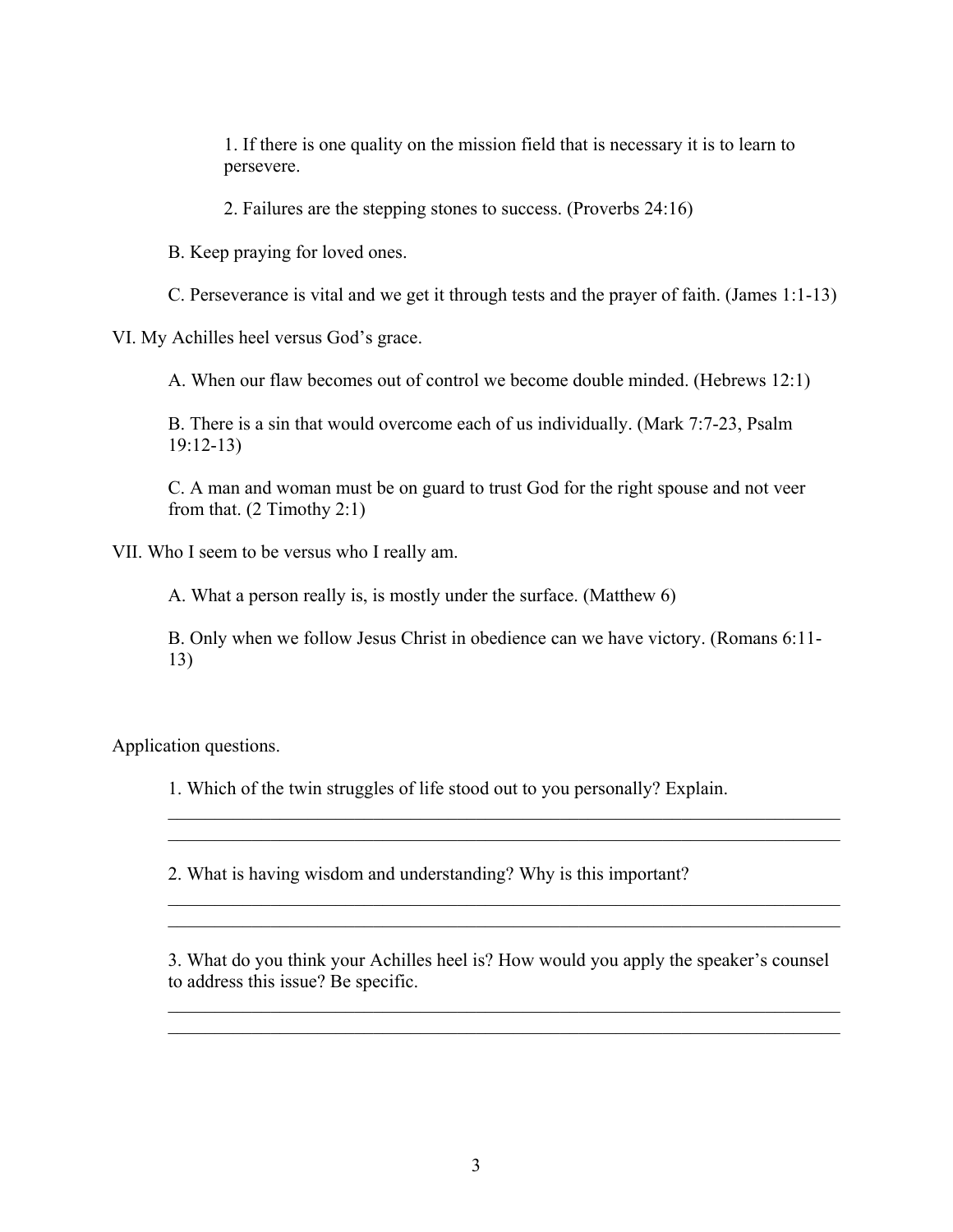1. If there is one quality on the mission field that is necessary it is to learn to persevere.

2. Failures are the stepping stones to success. (Proverbs 24:16)

B. Keep praying for loved ones.

C. Perseverance is vital and we get it through tests and the prayer of faith. (James 1:1-13)

VI. My Achilles heel versus God's grace.

A. When our flaw becomes out of control we become double minded. (Hebrews 12:1)

B. There is a sin that would overcome each of us individually. (Mark 7:7-23, Psalm 19:12-13)

C. A man and woman must be on guard to trust God for the right spouse and not veer from that. (2 Timothy 2:1)

VII. Who I seem to be versus who I really am.

A. What a person really is, is mostly under the surface. (Matthew 6)

B. Only when we follow Jesus Christ in obedience can we have victory. (Romans 6:11-13)

Application questions.

1. Which of the twin struggles of life stood out to you personally? Explain.

______________________________________________________________________________

______________________________________________________________________________

2. What is having wisdom and understanding? Why is this important?

______________________________________________________________________________

______________________________________________________________________________

3. What do you think your Achilles heel is? How would you apply the speaker's counsel to address this issue? Be specific.

______________________________________________________________________________

______________________________________________________________________________